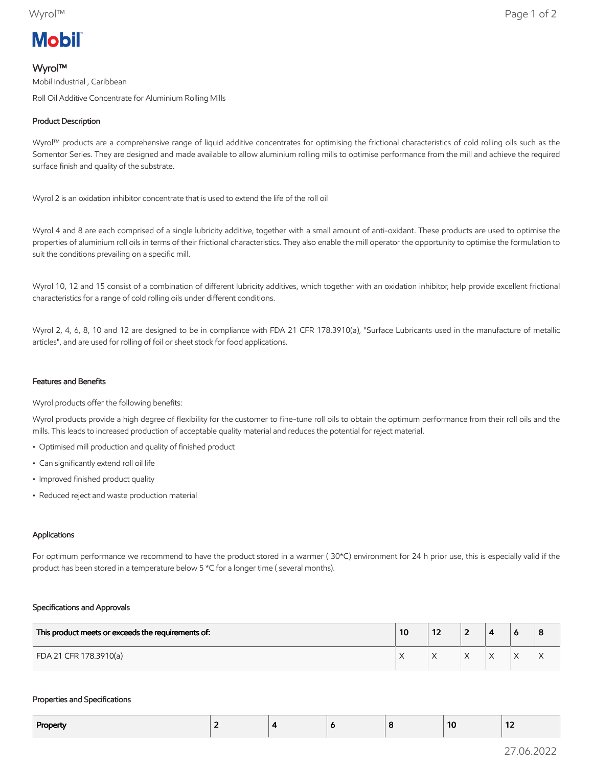**Mobil**

# Wyrol™

Mobil Industrial , Caribbean

Roll Oil Additive Concentrate for Aluminium Rolling Mills

## Product Description

Wyrol™ products are a comprehensive range of liquid additive concentrates for optimising the frictional characteristics of cold rolling oils such as the Somentor Series. They are designed and made available to allow aluminium rolling mills to optimise performance from the mill and achieve the required surface finish and quality of the substrate.

Wyrol 2 is an oxidation inhibitor concentrate that is used to extend the life of the roll oil

Wyrol 4 and 8 are each comprised of a single lubricity additive, together with a small amount of anti-oxidant. These products are used to optimise the properties of aluminium roll oils in terms of their frictional characteristics. They also enable the mill operator the opportunity to optimise the formulation to suit the conditions prevailing on a specific mill.

Wyrol 10, 12 and 15 consist of a combination of different lubricity additives, which together with an oxidation inhibitor, help provide excellent frictional characteristics for a range of cold rolling oils under different conditions.

Wyrol 2, 4, 6, 8, 10 and 12 are designed to be in compliance with FDA 21 CFR 178.3910(a), "Surface Lubricants used in the manufacture of metallic articles", and are used for rolling of foil or sheet stock for food applications.

## Features and Benefits

Wyrol products offer the following benefits:

Wyrol products provide a high degree of flexibility for the customer to fine-tune roll oils to obtain the optimum performance from their roll oils and the mills. This leads to increased production of acceptable quality material and reduces the potential for reject material.

- Optimised mill production and quality of finished product
- Can significantly extend roll oil life
- Improved finished product quality
- Reduced reject and waste production material

## Applications

For optimum performance we recommend to have the product stored in a warmer ( 30*C) environment for 24 h prior use, this is especially valid if the product has been stored in a temperature below 5 *C for a longer time ( several months).

## Specifications and Approvals

| This product meets or exceeds the requirements of: | 10 | 12 | 2 | 4 | 6 | 8 |
|---|---|---|---|---|---|---|
| FDA 21 CFR 178.3910(a) | X | X | X | X | X | X |

## Properties and Specifications

| Property | 2 | 4 | 6 | 8 | 10 | 12 |
|---|---|---|---|---|---|---|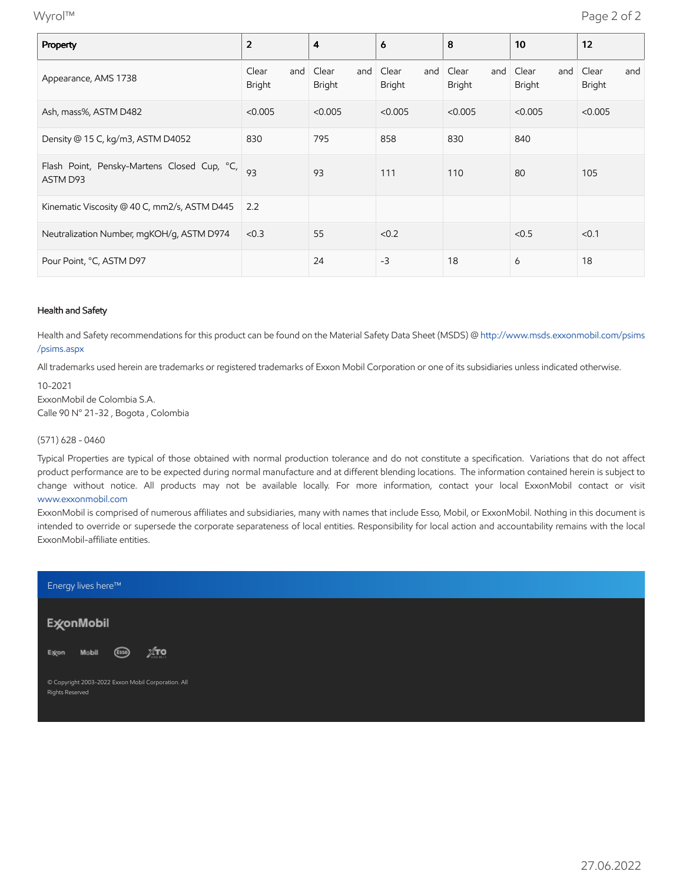| Property | 2 | 4 | 6 | 8 | 10 | 12 |
|---|---|---|---|---|---|---|
| Appearance, AMS 1738 | Clear and Bright | Clear and Bright | Clear and Bright | Clear and Bright | Clear and Bright | Clear and Bright |
| Ash, mass%, ASTM D482 | <0.005 | <0.005 | <0.005 | <0.005 | <0.005 | <0.005 |
| Density @ 15 C, kg/m3, ASTM D4052 | 830 | 795 | 858 | 830 | 840 | |
| Flash Point, Pensky-Martens Closed Cup, °C, ASTM D93 | 93 | 93 | 111 | 110 | 80 | 105 |
| Kinematic Viscosity @ 40 C, mm2/s, ASTM D445 | 2.2 | | | | | |
| Neutralization Number, mgKOH/g, ASTM D974 | <0.3 | 55 | <0.2 | | <0.5 | <0.1 |
| Pour Point, °C, ASTM D97 | | 24 | -3 | 18 | 6 | 18 |

#### Health and Safety

Health and Safety recommendations for this product can be found on the Material Safety Data Sheet (MSDS) @ http://www.msds.exxonmobil.com/psims/psims.aspx

All trademarks used herein are trademarks or registered trademarks of Exxon Mobil Corporation or one of its subsidiaries unless indicated otherwise.

10-2021
ExxonMobil de Colombia S.A.
Calle 90 N° 21-32 , Bogota , Colombia

(571) 628 - 0460

Typical Properties are typical of those obtained with normal production tolerance and do not constitute a specification. Variations that do not affect product performance are to be expected during normal manufacture and at different blending locations. The information contained herein is subject to change without notice. All products may not be available locally. For more information, contact your local ExxonMobil contact or visit www.exxonmobil.com

ExxonMobil is comprised of numerous affiliates and subsidiaries, many with names that include Esso, Mobil, or ExxonMobil. Nothing in this document is intended to override or supersede the corporate separateness of local entities. Responsibility for local action and accountability remains with the local ExxonMobil-affiliate entities.

Energy lives here™

ExxonMobil

© Copyright 2003-2022 Exxon Mobil Corporation. All Rights Reserved

27.06.2022